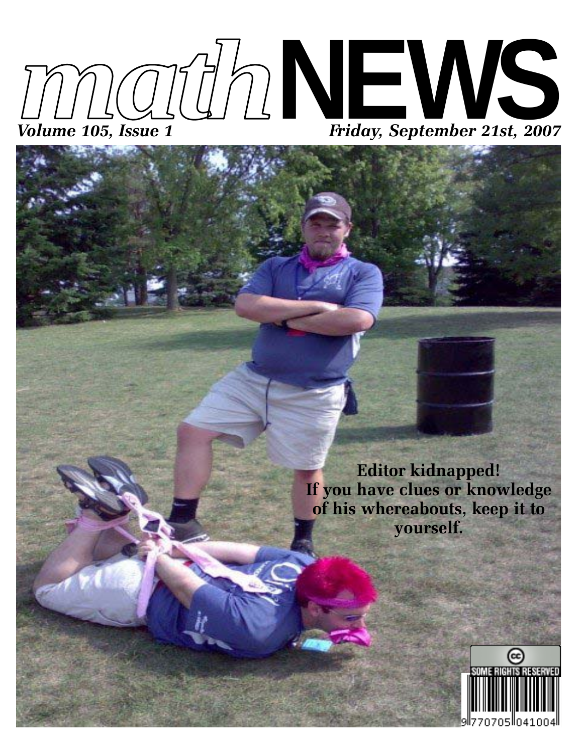# *math*NEWS

*Volume 105, Issue 1* *Friday, September 21st, 2007*

**Editor kidnapped!**
**If you have clues or knowledge of his whereabouts, keep it to yourself.**

SOME RIGHTS RESERVED

9 770705 041004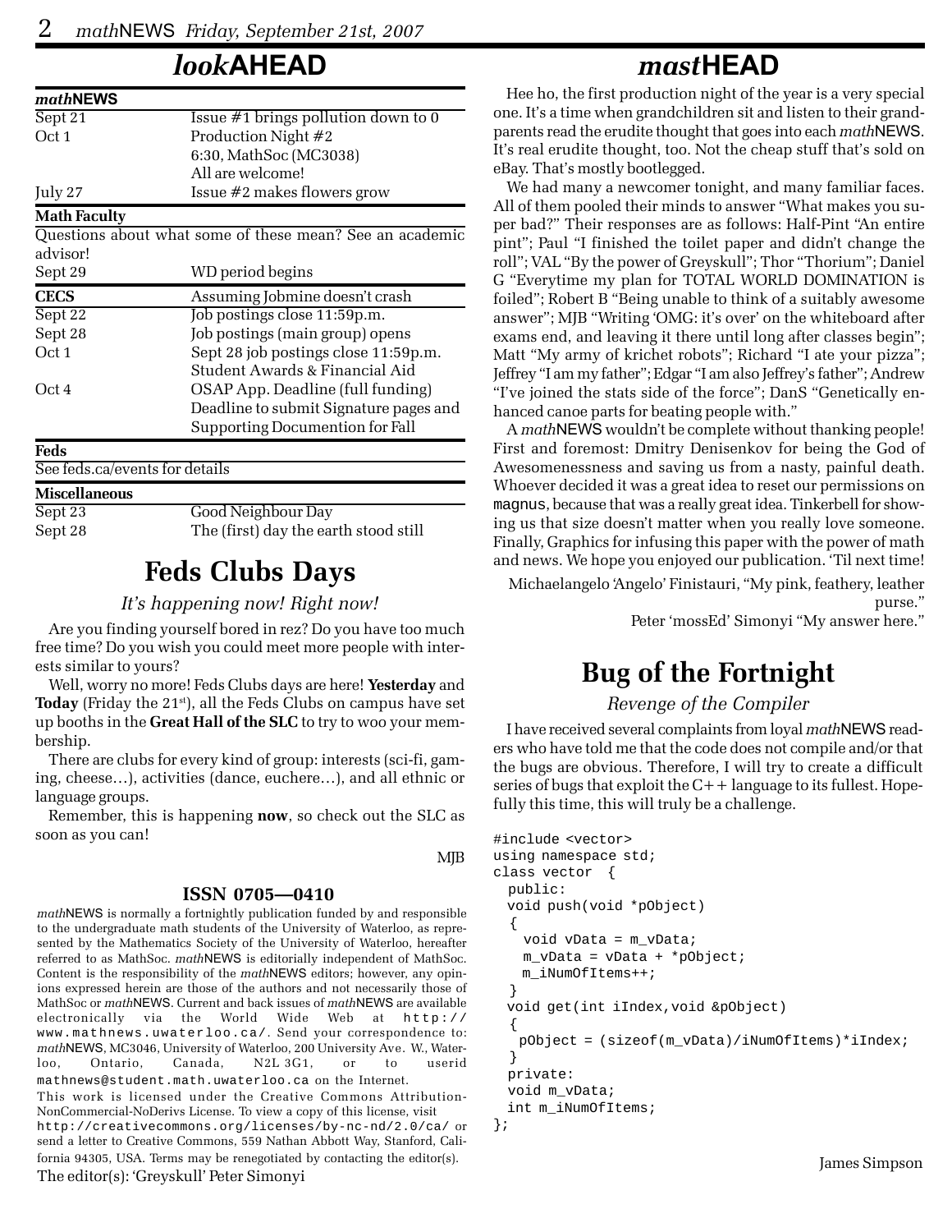# *look*AHEAD

| *math*NEWS | |
|---|---|
| Sept 21 | Issue #1 brings pollution down to 0 |
| Oct 1 | Production Night #2<br>6:30, MathSoc (MC3038)<br>All are welcome! |
| July 27 | Issue #2 makes flowers grow |

| **Math Faculty** | |
|---|---|
| Questions about what some of these mean? See an academic advisor! | |
| Sept 29 | WD period begins |

| **CECS** | Assuming Jobmine doesn't crash |
|---|---|
| Sept 22 | Job postings close 11:59p.m. |
| Sept 28 | Job postings (main group) opens |
| Oct 1 | Sept 28 job postings close 11:59p.m.<br>Student Awards & Financial Aid |
| Oct 4 | OSAP App. Deadline (full funding)<br>Deadline to submit Signature pages and Supporting Documention for Fall |

| **Feds** | |
|---|---|
| See feds.ca/events for details | |

| **Miscellaneous** | |
|---|---|
| Sept 23 | Good Neighbour Day |
| Sept 28 | The (first) day the earth stood still |

## Feds Clubs Days

*It's happening now! Right now!*

Are you finding yourself bored in rez? Do you have too much free time? Do you wish you could meet more people with interests similar to yours?

Well, worry no more! Feds Clubs days are here! **Yesterday** and **Today** (Friday the 21st), all the Feds Clubs on campus have set up booths in the **Great Hall of the SLC** to try to woo your membership.

There are clubs for every kind of group: interests (sci-fi, gaming, cheese…), activities (dance, euchere…), and all ethnic or language groups.

Remember, this is happening **now**, so check out the SLC as soon as you can!

MJB

### ISSN 0705—0410

*math*NEWS is normally a fortnightly publication funded by and responsible to the undergraduate math students of the University of Waterloo, as represented by the Mathematics Society of the University of Waterloo, hereafter referred to as MathSoc. *math*NEWS is editorially independent of MathSoc. Content is the responsibility of the *math*NEWS editors; however, any opinions expressed herein are those of the authors and not necessarily those of MathSoc or *math*NEWS. Current and back issues of *math*NEWS are available electronically via the World Wide Web at http://www.mathnews.uwaterloo.ca/. Send your correspondence to: *math*NEWS, MC3046, University of Waterloo, 200 University Ave. W., Waterloo, Ontario, Canada, N2L 3G1, or to userid mathnews@student.math.uwaterloo.ca on the Internet.

This work is licensed under the Creative Commons Attribution-NonCommercial-NoDerivs License. To view a copy of this license, visit http://creativecommons.org/licenses/by-nc-nd/2.0/ca/ or send a letter to Creative Commons, 559 Nathan Abbott Way, Stanford, California 94305, USA. Terms may be renegotiated by contacting the editor(s).

The editor(s): 'Greyskull' Peter Simonyi

# *mast*HEAD

Hee ho, the first production night of the year is a very special one. It's a time when grandchildren sit and listen to their grandparents read the erudite thought that goes into each *math*NEWS. It's real erudite thought, too. Not the cheap stuff that's sold on eBay. That's mostly bootlegged.

We had many a newcomer tonight, and many familiar faces. All of them pooled their minds to answer "What makes you super bad?" Their responses are as follows: Half-Pint "An entire pint"; Paul "I finished the toilet paper and didn't change the roll"; VAL "By the power of Greyskull"; Thor "Thorium"; Daniel G "Everytime my plan for TOTAL WORLD DOMINATION is foiled"; Robert B "Being unable to think of a suitably awesome answer"; MJB "Writing 'OMG: it's over' on the whiteboard after exams end, and leaving it there until long after classes begin"; Matt "My army of krichet robots"; Richard "I ate your pizza"; Jeffrey "I am my father"; Edgar "I am also Jeffrey's father"; Andrew "I've joined the stats side of the force"; DanS "Genetically enhanced canoe parts for beating people with."

A *math*NEWS wouldn't be complete without thanking people! First and foremost: Dmitry Denisenkov for being the God of Awesomenessness and saving us from a nasty, painful death. Whoever decided it was a great idea to reset our permissions on magnus, because that was a really great idea. Tinkerbell for showing us that size doesn't matter when you really love someone. Finally, Graphics for infusing this paper with the power of math and news. We hope you enjoyed our publication. 'Til next time!

Michaelangelo 'Angelo' Finistauri, "My pink, feathery, leather purse."

Peter 'mossEd' Simonyi "My answer here."

## Bug of the Fortnight

*Revenge of the Compiler*

I have received several complaints from loyal *math*NEWS readers who have told me that the code does not compile and/or that the bugs are obvious. Therefore, I will try to create a difficult series of bugs that exploit the C++ language to its fullest. Hopefully this time, this will truly be a challenge.

```
#include <vector>
using namespace std;
class vector  {
  public:
  void push(void *pObject)
  {
    void vData = m_vData;
    m_vData = vData + *pObject;
    m_iNumOfItems++;
  }
  void get(int iIndex,void &pObject)
  {
   pObject = (sizeof(m_vData)/iNumOfItems)*iIndex;
  }
  private:
  void m_vData;
  int m_iNumOfItems;
};
```

James Simpson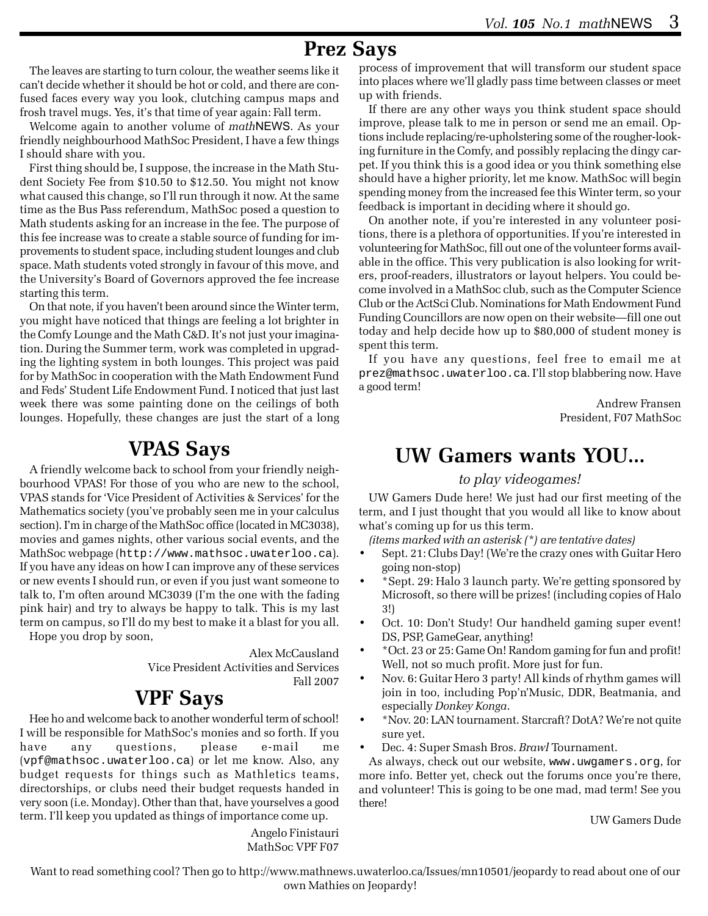## Prez Says

The leaves are starting to turn colour, the weather seems like it can't decide whether it should be hot or cold, and there are confused faces every way you look, clutching campus maps and frosh travel mugs. Yes, it's that time of year again: Fall term.

Welcome again to another volume of *math*NEWS. As your friendly neighbourhood MathSoc President, I have a few things I should share with you.

First thing should be, I suppose, the increase in the Math Student Society Fee from $10.50 to $12.50. You might not know what caused this change, so I'll run through it now. At the same time as the Bus Pass referendum, MathSoc posed a question to Math students asking for an increase in the fee. The purpose of this fee increase was to create a stable source of funding for improvements to student space, including student lounges and club space. Math students voted strongly in favour of this move, and the University's Board of Governors approved the fee increase starting this term.

On that note, if you haven't been around since the Winter term, you might have noticed that things are feeling a lot brighter in the Comfy Lounge and the Math C&D. It's not just your imagination. During the Summer term, work was completed in upgrading the lighting system in both lounges. This project was paid for by MathSoc in cooperation with the Math Endowment Fund and Feds' Student Life Endowment Fund. I noticed that just last week there was some painting done on the ceilings of both lounges. Hopefully, these changes are just the start of a long process of improvement that will transform our student space into places where we'll gladly pass time between classes or meet up with friends.

If there are any other ways you think student space should improve, please talk to me in person or send me an email. Options include replacing/re-upholstering some of the rougher-looking furniture in the Comfy, and possibly replacing the dingy carpet. If you think this is a good idea or you think something else should have a higher priority, let me know. MathSoc will begin spending money from the increased fee this Winter term, so your feedback is important in deciding where it should go.

On another note, if you're interested in any volunteer positions, there is a plethora of opportunities. If you're interested in volunteering for MathSoc, fill out one of the volunteer forms available in the office. This very publication is also looking for writers, proof-readers, illustrators or layout helpers. You could become involved in a MathSoc club, such as the Computer Science Club or the ActSci Club. Nominations for Math Endowment Fund Funding Councillors are now open on their website—fill one out today and help decide how up to $80,000 of student money is spent this term.

If you have any questions, feel free to email me at prez@mathsoc.uwaterloo.ca. I'll stop blabbering now. Have a good term!

Andrew Fransen
President, F07 MathSoc

## VPAS Says

A friendly welcome back to school from your friendly neighbourhood VPAS! For those of you who are new to the school, VPAS stands for 'Vice President of Activities & Services' for the Mathematics society (you've probably seen me in your calculus section). I'm in charge of the MathSoc office (located in MC3038), movies and games nights, other various social events, and the MathSoc webpage (http://www.mathsoc.uwaterloo.ca). If you have any ideas on how I can improve any of these services or new events I should run, or even if you just want someone to talk to, I'm often around MC3039 (I'm the one with the fading pink hair) and try to always be happy to talk. This is my last term on campus, so I'll do my best to make it a blast for you all.

Hope you drop by soon,

Alex McCausland
Vice President Activities and Services
Fall 2007

## VPF Says

Hee ho and welcome back to another wonderful term of school! I will be responsible for MathSoc's monies and so forth. If you have any questions, please e-mail me (vpf@mathsoc.uwaterloo.ca) or let me know. Also, any budget requests for things such as Mathletics teams, directorships, or clubs need their budget requests handed in very soon (i.e. Monday). Other than that, have yourselves a good term. I'll keep you updated as things of importance come up.

Angelo Finistauri
MathSoc VPF F07

## UW Gamers wants YOU...

*to play videogames!*

UW Gamers Dude here! We just had our first meeting of the term, and I just thought that you would all like to know about what's coming up for us this term.

*(items marked with an asterisk (*) are tentative dates)*

- Sept. 21: Clubs Day! (We're the crazy ones with Guitar Hero going non-stop)
- *Sept. 29: Halo 3 launch party. We're getting sponsored by Microsoft, so there will be prizes! (including copies of Halo 3!)
- Oct. 10: Don't Study! Our handheld gaming super event! DS, PSP, GameGear, anything!
- *Oct. 23 or 25: Game On! Random gaming for fun and profit! Well, not so much profit. More just for fun.
- Nov. 6: Guitar Hero 3 party! All kinds of rhythm games will join in too, including Pop'n'Music, DDR, Beatmania, and especially *Donkey Konga*.
- *Nov. 20: LAN tournament. Starcraft? DotA? We're not quite sure yet.
- Dec. 4: Super Smash Bros. *Brawl* Tournament.

As always, check out our website, www.uwgamers.org, for more info. Better yet, check out the forums once you're there, and volunteer! This is going to be one mad, mad term! See you there!

UW Gamers Dude

Want to read something cool? Then go to http://www.mathnews.uwaterloo.ca/Issues/mn10501/jeopardy to read about one of our own Mathies on Jeopardy!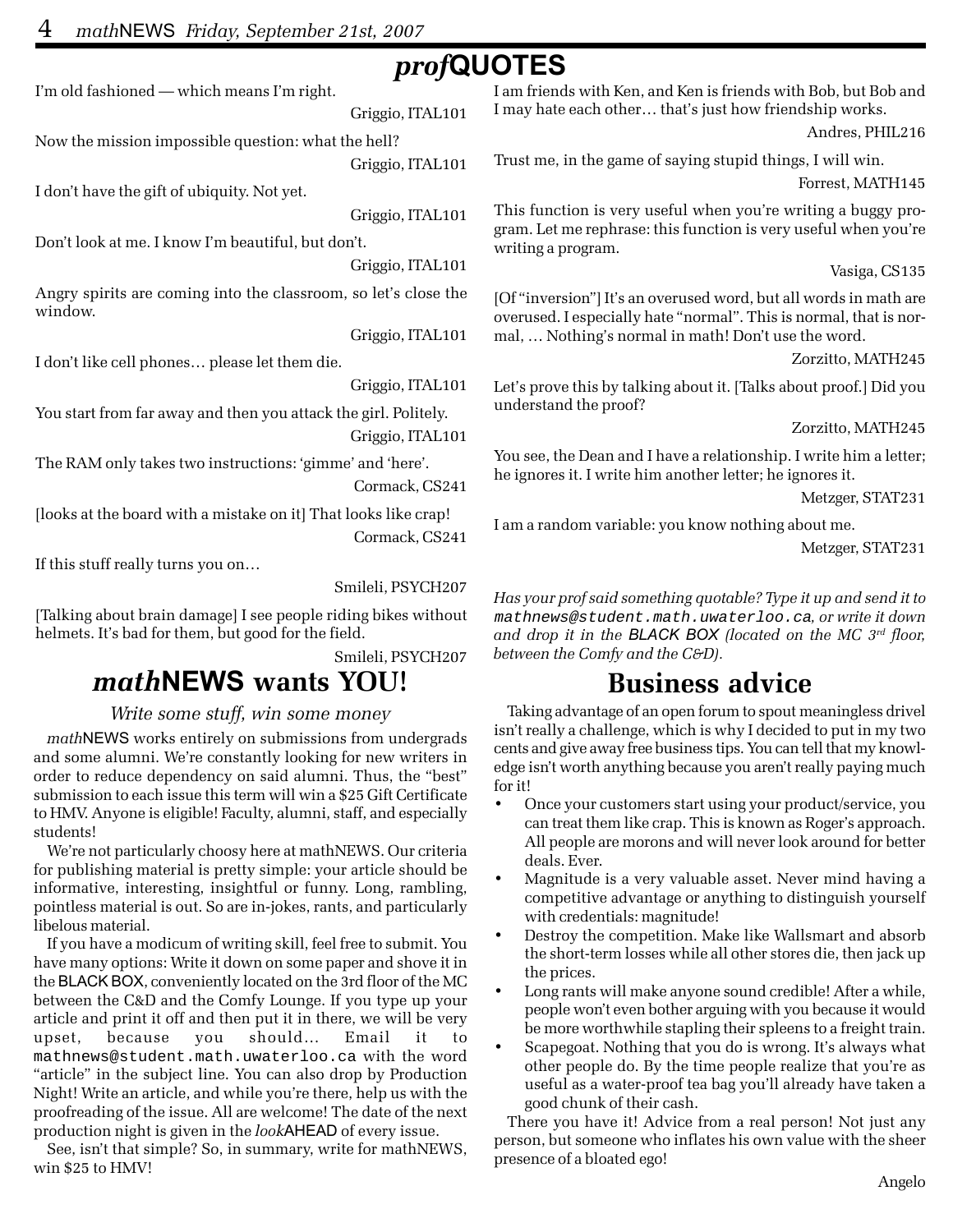# *prof*QUOTES

I'm old fashioned — which means I'm right.

Griggio, ITAL101

Now the mission impossible question: what the hell?

Griggio, ITAL101

I don't have the gift of ubiquity. Not yet.

Griggio, ITAL101

Don't look at me. I know I'm beautiful, but don't.

Griggio, ITAL101

Angry spirits are coming into the classroom, so let's close the window.

Griggio, ITAL101

I don't like cell phones… please let them die.

Griggio, ITAL101

You start from far away and then you attack the girl. Politely.

Griggio, ITAL101

The RAM only takes two instructions: 'gimme' and 'here'.

Cormack, CS241

[looks at the board with a mistake on it] That looks like crap!

Cormack, CS241

If this stuff really turns you on…

Smileli, PSYCH207

[Talking about brain damage] I see people riding bikes without helmets. It's bad for them, but good for the field.

Smileli, PSYCH207

I am friends with Ken, and Ken is friends with Bob, but Bob and I may hate each other… that's just how friendship works.

Andres, PHIL216

Trust me, in the game of saying stupid things, I will win.

Forrest, MATH145

This function is very useful when you're writing a buggy program. Let me rephrase: this function is very useful when you're writing a program.

Vasiga, CS135

[Of "inversion"] It's an overused word, but all words in math are overused. I especially hate "normal". This is normal, that is normal, … Nothing's normal in math! Don't use the word.

Zorzitto, MATH245

Let's prove this by talking about it. [Talks about proof.] Did you understand the proof?

Zorzitto, MATH245

You see, the Dean and I have a relationship. I write him a letter; he ignores it. I write him another letter; he ignores it.

Metzger, STAT231

I am a random variable: you know nothing about me.

Metzger, STAT231

*Has your prof said something quotable? Type it up and send it to* `mathnews@student.math.uwaterloo.ca`*, or write it down and drop it in the BLACK BOX (located on the MC 3rd floor, between the Comfy and the C&D).*

## *math*NEWS wants YOU!

*Write some stuff, win some money*

*math*NEWS works entirely on submissions from undergrads and some alumni. We're constantly looking for new writers in order to reduce dependency on said alumni. Thus, the "best" submission to each issue this term will win a $25 Gift Certificate to HMV. Anyone is eligible! Faculty, alumni, staff, and especially students!

We're not particularly choosy here at mathNEWS. Our criteria for publishing material is pretty simple: your article should be informative, interesting, insightful or funny. Long, rambling, pointless material is out. So are in-jokes, rants, and particularly libelous material.

If you have a modicum of writing skill, feel free to submit. You have many options: Write it down on some paper and shove it in the BLACK BOX, conveniently located on the 3rd floor of the MC between the C&D and the Comfy Lounge. If you type up your article and print it off and then put it in there, we will be very upset, because you should… Email it to `mathnews@student.math.uwaterloo.ca` with the word "article" in the subject line. You can also drop by Production Night! Write an article, and while you're there, help us with the proofreading of the issue. All are welcome! The date of the next production night is given in the *look*AHEAD of every issue.

See, isn't that simple? So, in summary, write for mathNEWS, win $25 to HMV!

## Business advice

Taking advantage of an open forum to spout meaningless drivel isn't really a challenge, which is why I decided to put in my two cents and give away free business tips. You can tell that my knowledge isn't worth anything because you aren't really paying much for it!

- Once your customers start using your product/service, you can treat them like crap. This is known as Roger's approach. All people are morons and will never look around for better deals. Ever.
- Magnitude is a very valuable asset. Never mind having a competitive advantage or anything to distinguish yourself with credentials: magnitude!
- Destroy the competition. Make like Wallsmart and absorb the short-term losses while all other stores die, then jack up the prices.
- Long rants will make anyone sound credible! After a while, people won't even bother arguing with you because it would be more worthwhile stapling their spleens to a freight train.
- Scapegoat. Nothing that you do is wrong. It's always what other people do. By the time people realize that you're as useful as a water-proof tea bag you'll already have taken a good chunk of their cash.

There you have it! Advice from a real person! Not just any person, but someone who inflates his own value with the sheer presence of a bloated ego!

Angelo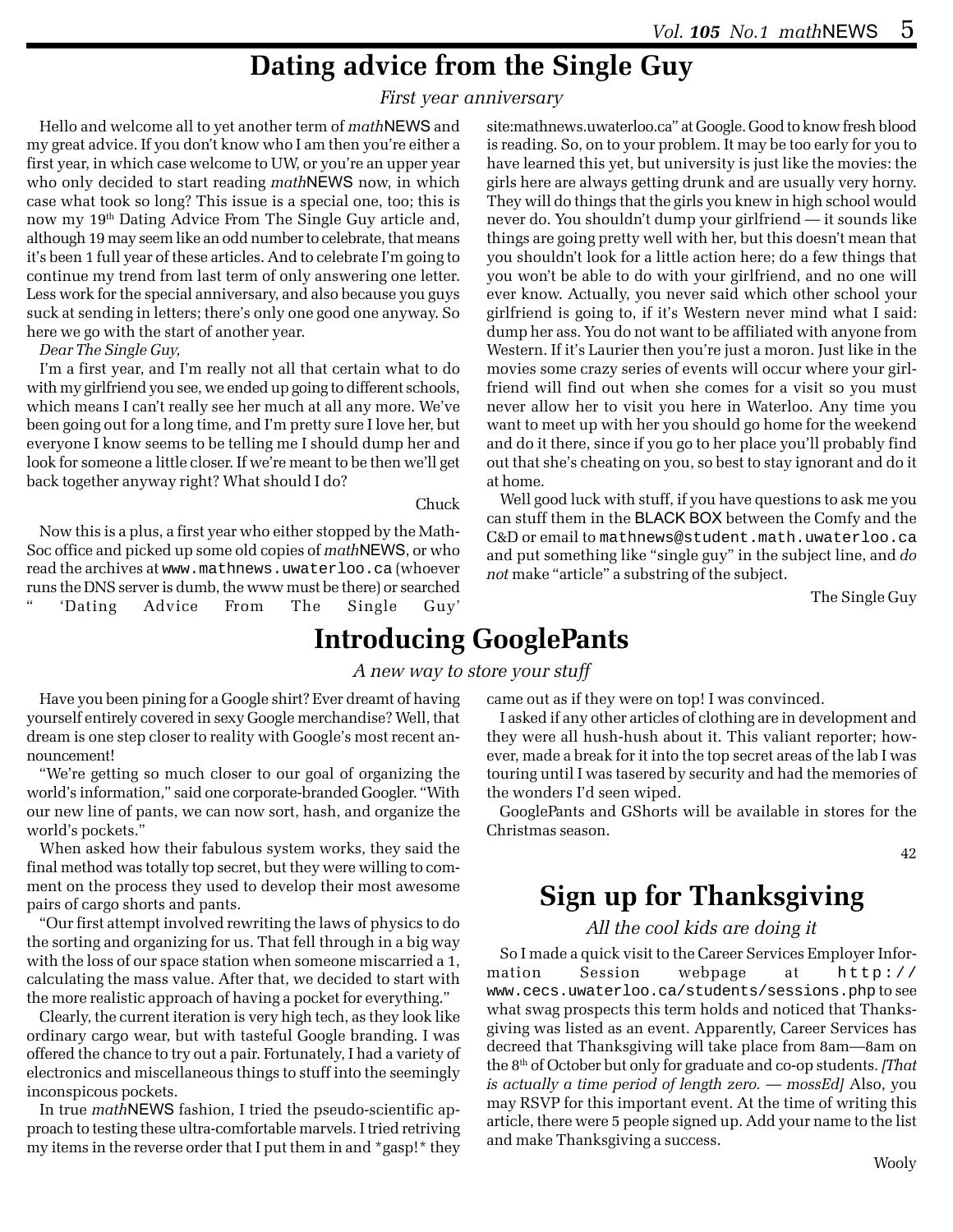# Dating advice from the Single Guy

*First year anniversary*

Hello and welcome all to yet another term of *math*NEWS and my great advice. If you don't know who I am then you're either a first year, in which case welcome to UW, or you're an upper year who only decided to start reading *math*NEWS now, in which case what took so long? This issue is a special one, too; this is now my 19th Dating Advice From The Single Guy article and, although 19 may seem like an odd number to celebrate, that means it's been 1 full year of these articles. And to celebrate I'm going to continue my trend from last term of only answering one letter. Less work for the special anniversary, and also because you guys suck at sending in letters; there's only one good one anyway. So here we go with the start of another year.

*Dear The Single Guy,*

I'm a first year, and I'm really not all that certain what to do with my girlfriend you see, we ended up going to different schools, which means I can't really see her much at all any more. We've been going out for a long time, and I'm pretty sure I love her, but everyone I know seems to be telling me I should dump her and look for someone a little closer. If we're meant to be then we'll get back together anyway right? What should I do?

Chuck

Now this is a plus, a first year who either stopped by the MathSoc office and picked up some old copies of *math*NEWS, or who read the archives at www.mathnews.uwaterloo.ca (whoever runs the DNS server is dumb, the www must be there) or searched " 'Dating Advice From The Single Guy' site:mathnews.uwaterloo.ca" at Google. Good to know fresh blood is reading. So, on to your problem. It may be too early for you to have learned this yet, but university is just like the movies: the girls here are always getting drunk and are usually very horny. They will do things that the girls you knew in high school would never do. You shouldn't dump your girlfriend — it sounds like things are going pretty well with her, but this doesn't mean that you shouldn't look for a little action here; do a few things that you won't be able to do with your girlfriend, and no one will ever know. Actually, you never said which other school your girlfriend is going to, if it's Western never mind what I said: dump her ass. You do not want to be affiliated with anyone from Western. If it's Laurier then you're just a moron. Just like in the movies some crazy series of events will occur where your girlfriend will find out when she comes for a visit so you must never allow her to visit you here in Waterloo. Any time you want to meet up with her you should go home for the weekend and do it there, since if you go to her place you'll probably find out that she's cheating on you, so best to stay ignorant and do it at home.

Well good luck with stuff, if you have questions to ask me you can stuff them in the BLACK BOX between the Comfy and the C&D or email to mathnews@student.math.uwaterloo.ca and put something like "single guy" in the subject line, and *do not* make "article" a substring of the subject.

The Single Guy

# Introducing GooglePants

*A new way to store your stuff*

Have you been pining for a Google shirt? Ever dreamt of having yourself entirely covered in sexy Google merchandise? Well, that dream is one step closer to reality with Google's most recent announcement!

"We're getting so much closer to our goal of organizing the world's information," said one corporate-branded Googler. "With our new line of pants, we can now sort, hash, and organize the world's pockets."

When asked how their fabulous system works, they said the final method was totally top secret, but they were willing to comment on the process they used to develop their most awesome pairs of cargo shorts and pants.

"Our first attempt involved rewriting the laws of physics to do the sorting and organizing for us. That fell through in a big way with the loss of our space station when someone miscarried a 1, calculating the mass value. After that, we decided to start with the more realistic approach of having a pocket for everything."

Clearly, the current iteration is very high tech, as they look like ordinary cargo wear, but with tasteful Google branding. I was offered the chance to try out a pair. Fortunately, I had a variety of electronics and miscellaneous things to stuff into the seemingly inconspicous pockets.

In true *math*NEWS fashion, I tried the pseudo-scientific approach to testing these ultra-comfortable marvels. I tried retriving my items in the reverse order that I put them in and *gasp!* they came out as if they were on top! I was convinced.

I asked if any other articles of clothing are in development and they were all hush-hush about it. This valiant reporter; however, made a break for it into the top secret areas of the lab I was touring until I was tasered by security and had the memories of the wonders I'd seen wiped.

GooglePants and GShorts will be available in stores for the Christmas season.

42

# Sign up for Thanksgiving

*All the cool kids are doing it*

So I made a quick visit to the Career Services Employer Information Session webpage at http://www.cecs.uwaterloo.ca/students/sessions.php to see what swag prospects this term holds and noticed that Thanksgiving was listed as an event. Apparently, Career Services has decreed that Thanksgiving will take place from 8am—8am on the 8th of October but only for graduate and co-op students. *[That is actually a time period of length zero. — mossEd]* Also, you may RSVP for this important event. At the time of writing this article, there were 5 people signed up. Add your name to the list and make Thanksgiving a success.

Wooly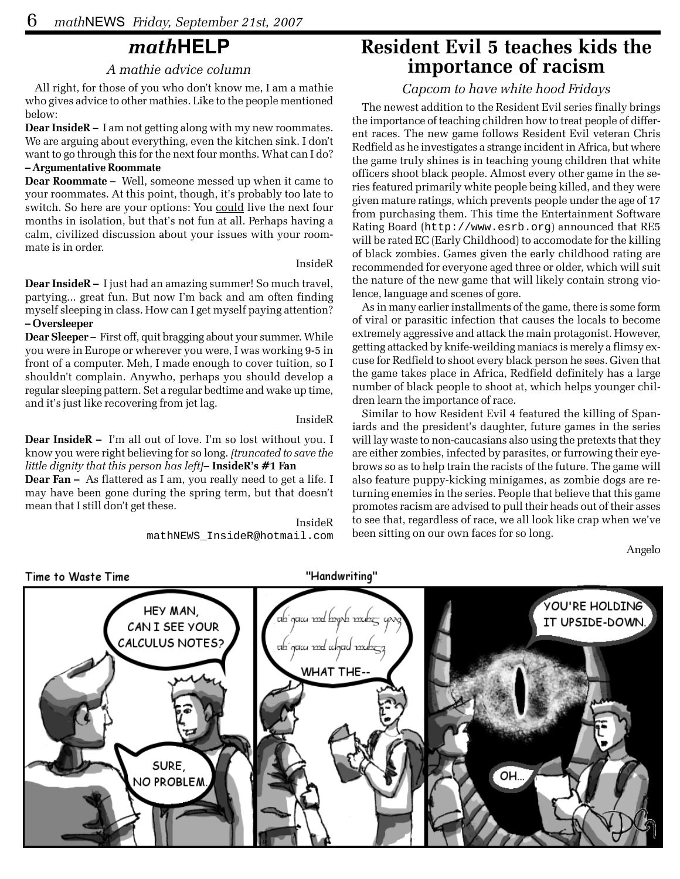## *math*HELP

*A mathie advice column*

All right, for those of you who don't know me, I am a mathie who gives advice to other mathies. Like to the people mentioned below:

**Dear InsideR –** I am not getting along with my new roommates. We are arguing about everything, even the kitchen sink. I don't want to go through this for the next four months. What can I do? **– Argumentative Roommate**

**Dear Roommate –** Well, someone messed up when it came to your roommates. At this point, though, it's probably too late to switch. So here are your options: You could live the next four months in isolation, but that's not fun at all. Perhaps having a calm, civilized discussion about your issues with your roommate is in order.

InsideR

**Dear InsideR –** I just had an amazing summer! So much travel, partying... great fun. But now I'm back and am often finding myself sleeping in class. How can I get myself paying attention? **– Oversleeper**

**Dear Sleeper –** First off, quit bragging about your summer. While you were in Europe or wherever you were, I was working 9-5 in front of a computer. Meh, I made enough to cover tuition, so I shouldn't complain. Anywho, perhaps you should develop a regular sleeping pattern. Set a regular bedtime and wake up time, and it's just like recovering from jet lag.

InsideR

**Dear InsideR –** I'm all out of love. I'm so lost without you. I know you were right believing for so long. *[truncated to save the little dignity that this person has left]* **– InsideR's #1 Fan**

**Dear Fan –** As flattered as I am, you really need to get a life. I may have been gone during the spring term, but that doesn't mean that I still don't get these.

InsideR
mathNEWS_InsideR@hotmail.com

## Resident Evil 5 teaches kids the importance of racism

*Capcom to have white hood Fridays*

The newest addition to the Resident Evil series finally brings the importance of teaching children how to treat people of different races. The new game follows Resident Evil veteran Chris Redfield as he investigates a strange incident in Africa, but where the game truly shines is in teaching young children that white officers shoot black people. Almost every other game in the series featured primarily white people being killed, and they were given mature ratings, which prevents people under the age of 17 from purchasing them. This time the Entertainment Software Rating Board (http://www.esrb.org) announced that RE5 will be rated EC (Early Childhood) to accomodate for the killing of black zombies. Games given the early childhood rating are recommended for everyone aged three or older, which will suit the nature of the new game that will likely contain strong violence, language and scenes of gore.

As in many earlier installments of the game, there is some form of viral or parasitic infection that causes the locals to become extremely aggressive and attack the main protagonist. However, getting attacked by knife-weilding maniacs is merely a flimsy excuse for Redfield to shoot every black person he sees. Given that the game takes place in Africa, Redfield definitely has a large number of black people to shoot at, which helps younger children learn the importance of race.

Similar to how Resident Evil 4 featured the killing of Spaniards and the president's daughter, future games in the series will lay waste to non-caucasians also using the pretexts that they are either zombies, infected by parasites, or furrowing their eyebrows so as to help train the racists of the future. The game will also feature puppy-kicking minigames, as zombie dogs are returning enemies in the series. People that believe that this game promotes racism are advised to pull their heads out of their asses to see that, regardless of race, we all look like crap when we've been sitting on our own faces for so long.

Angelo

Time to Waste Time — "Handwriting"

HEY MAN, CAN I SEE YOUR CALCULUS NOTES?

SURE, NO PROBLEM.

WHAT THE--

YOU'RE HOLDING IT UPSIDE-DOWN.

OH...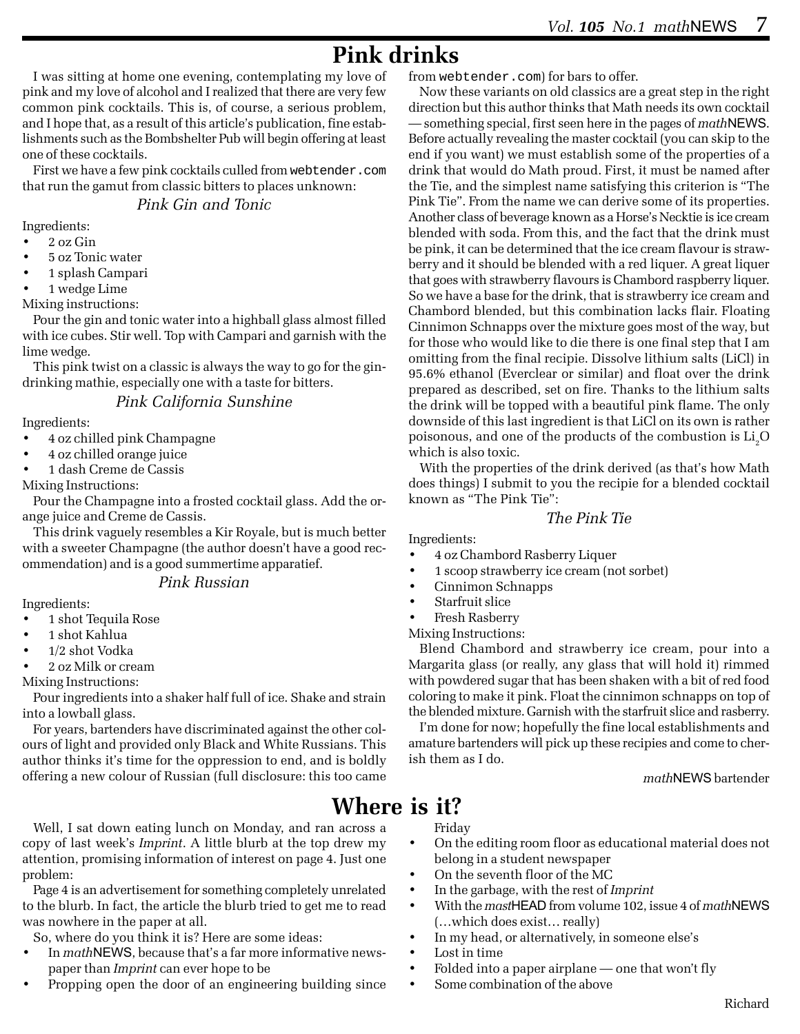# Pink drinks

I was sitting at home one evening, contemplating my love of pink and my love of alcohol and I realized that there are very few common pink cocktails. This is, of course, a serious problem, and I hope that, as a result of this article's publication, fine establishments such as the Bombshelter Pub will begin offering at least one of these cocktails.

First we have a few pink cocktails culled from `webtender.com` that run the gamut from classic bitters to places unknown:

### *Pink Gin and Tonic*

Ingredients:

- 2 oz Gin
- 5 oz Tonic water
- 1 splash Campari
- 1 wedge Lime

Mixing instructions:

Pour the gin and tonic water into a highball glass almost filled with ice cubes. Stir well. Top with Campari and garnish with the lime wedge.

This pink twist on a classic is always the way to go for the gin-drinking mathie, especially one with a taste for bitters.

### *Pink California Sunshine*

Ingredients:

- 4 oz chilled pink Champagne
- 4 oz chilled orange juice
- 1 dash Creme de Cassis

Mixing Instructions:

Pour the Champagne into a frosted cocktail glass. Add the orange juice and Creme de Cassis.

This drink vaguely resembles a Kir Royale, but is much better with a sweeter Champagne (the author doesn't have a good recommendation) and is a good summertime apparatief.

### *Pink Russian*

Ingredients:

- 1 shot Tequila Rose
- 1 shot Kahlua
- 1/2 shot Vodka
- 2 oz Milk or cream

Mixing Instructions:

Pour ingredients into a shaker half full of ice. Shake and strain into a lowball glass.

For years, bartenders have discriminated against the other colours of light and provided only Black and White Russians. This author thinks it's time for the oppression to end, and is boldly offering a new colour of Russian (full disclosure: this too came from `webtender.com`) for bars to offer.

Now these variants on old classics are a great step in the right direction but this author thinks that Math needs its own cocktail — something special, first seen here in the pages of *math*NEWS. Before actually revealing the master cocktail (you can skip to the end if you want) we must establish some of the properties of a drink that would do Math proud. First, it must be named after the Tie, and the simplest name satisfying this criterion is "The Pink Tie". From the name we can derive some of its properties. Another class of beverage known as a Horse's Necktie is ice cream blended with soda. From this, and the fact that the drink must be pink, it can be determined that the ice cream flavour is strawberry and it should be blended with a red liquer. A great liquer that goes with strawberry flavours is Chambord raspberry liquer. So we have a base for the drink, that is strawberry ice cream and Chambord blended, but this combination lacks flair. Floating Cinnimon Schnapps over the mixture goes most of the way, but for those who would like to die there is one final step that I am omitting from the final recipie. Dissolve lithium salts (LiCl) in 95.6% ethanol (Everclear or similar) and float over the drink prepared as described, set on fire. Thanks to the lithium salts the drink will be topped with a beautiful pink flame. The only downside of this last ingredient is that LiCl on its own is rather poisonous, and one of the products of the combustion is $Li_2O$ which is also toxic.

With the properties of the drink derived (as that's how Math does things) I submit to you the recipie for a blended cocktail known as "The Pink Tie":

### *The Pink Tie*

Ingredients:

- 4 oz Chambord Rasberry Liquer
- 1 scoop strawberry ice cream (not sorbet)
- Cinnimon Schnapps
- Starfruit slice
- Fresh Rasberry

Mixing Instructions:

Blend Chambord and strawberry ice cream, pour into a Margarita glass (or really, any glass that will hold it) rimmed with powdered sugar that has been shaken with a bit of red food coloring to make it pink. Float the cinnimon schnapps on top of the blended mixture. Garnish with the starfruit slice and rasberry.

I'm done for now; hopefully the fine local establishments and amature bartenders will pick up these recipies and come to cherish them as I do.

*math*NEWS bartender

# Where is it?

Well, I sat down eating lunch on Monday, and ran across a copy of last week's *Imprint*. A little blurb at the top drew my attention, promising information of interest on page 4. Just one problem:

Page 4 is an advertisement for something completely unrelated to the blurb. In fact, the article the blurb tried to get me to read was nowhere in the paper at all.

So, where do you think it is? Here are some ideas:

- In *math*NEWS, because that's a far more informative newspaper than *Imprint* can ever hope to be
- Propping open the door of an engineering building since Friday
- On the editing room floor as educational material does not belong in a student newspaper
- On the seventh floor of the MC
- In the garbage, with the rest of *Imprint*
- With the *mast*HEAD from volume 102, issue 4 of *math*NEWS (…which does exist… really)
- In my head, or alternatively, in someone else's
- Lost in time
- Folded into a paper airplane — one that won't fly
- Some combination of the above

Richard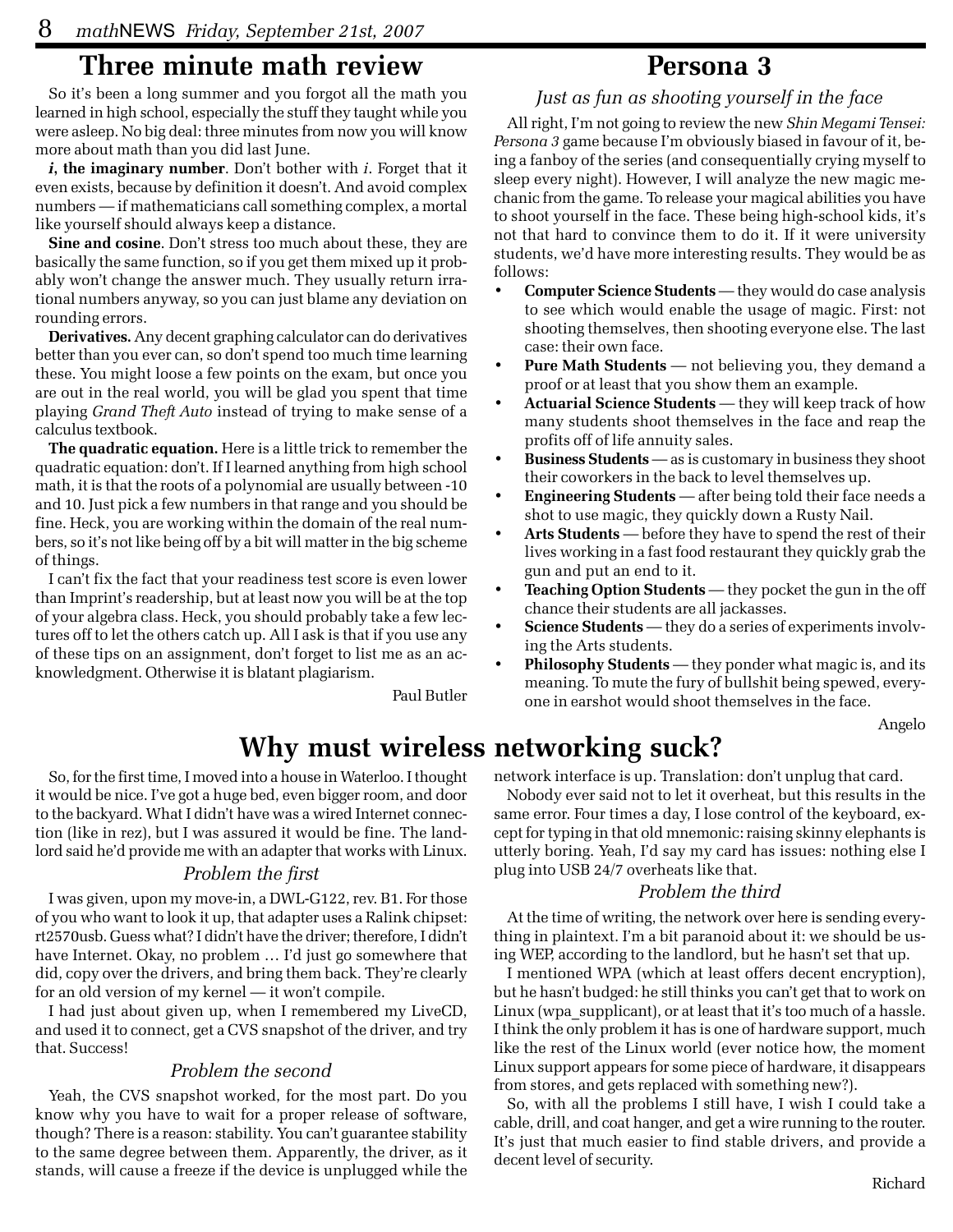## Three minute math review

So it's been a long summer and you forgot all the math you learned in high school, especially the stuff they taught while you were asleep. No big deal: three minutes from now you will know more about math than you did last June.

***i*, the imaginary number**. Don't bother with *i*. Forget that it even exists, because by definition it doesn't. And avoid complex numbers — if mathematicians call something complex, a mortal like yourself should always keep a distance.

**Sine and cosine**. Don't stress too much about these, they are basically the same function, so if you get them mixed up it probably won't change the answer much. They usually return irrational numbers anyway, so you can just blame any deviation on rounding errors.

**Derivatives.** Any decent graphing calculator can do derivatives better than you ever can, so don't spend too much time learning these. You might loose a few points on the exam, but once you are out in the real world, you will be glad you spent that time playing *Grand Theft Auto* instead of trying to make sense of a calculus textbook.

**The quadratic equation.** Here is a little trick to remember the quadratic equation: don't. If I learned anything from high school math, it is that the roots of a polynomial are usually between -10 and 10. Just pick a few numbers in that range and you should be fine. Heck, you are working within the domain of the real numbers, so it's not like being off by a bit will matter in the big scheme of things.

I can't fix the fact that your readiness test score is even lower than Imprint's readership, but at least now you will be at the top of your algebra class. Heck, you should probably take a few lectures off to let the others catch up. All I ask is that if you use any of these tips on an assignment, don't forget to list me as an acknowledgment. Otherwise it is blatant plagiarism.

Paul Butler

## Persona 3

*Just as fun as shooting yourself in the face*

All right, I'm not going to review the new *Shin Megami Tensei: Persona 3* game because I'm obviously biased in favour of it, being a fanboy of the series (and consequentially crying myself to sleep every night). However, I will analyze the new magic mechanic from the game. To release your magical abilities you have to shoot yourself in the face. These being high-school kids, it's not that hard to convince them to do it. If it were university students, we'd have more interesting results. They would be as follows:

- **Computer Science Students** — they would do case analysis to see which would enable the usage of magic. First: not shooting themselves, then shooting everyone else. The last case: their own face.
- **Pure Math Students** — not believing you, they demand a proof or at least that you show them an example.
- **Actuarial Science Students** — they will keep track of how many students shoot themselves in the face and reap the profits off of life annuity sales.
- **Business Students** — as is customary in business they shoot their coworkers in the back to level themselves up.
- **Engineering Students** — after being told their face needs a shot to use magic, they quickly down a Rusty Nail.
- **Arts Students** — before they have to spend the rest of their lives working in a fast food restaurant they quickly grab the gun and put an end to it.
- **Teaching Option Students** — they pocket the gun in the off chance their students are all jackasses.
- **Science Students** — they do a series of experiments involving the Arts students.
- **Philosophy Students** — they ponder what magic is, and its meaning. To mute the fury of bullshit being spewed, everyone in earshot would shoot themselves in the face.

Angelo

## Why must wireless networking suck?

So, for the first time, I moved into a house in Waterloo. I thought it would be nice. I've got a huge bed, even bigger room, and door to the backyard. What I didn't have was a wired Internet connection (like in rez), but I was assured it would be fine. The landlord said he'd provide me with an adapter that works with Linux.

### *Problem the first*

I was given, upon my move-in, a DWL-G122, rev. B1. For those of you who want to look it up, that adapter uses a Ralink chipset: rt2570usb. Guess what? I didn't have the driver; therefore, I didn't have Internet. Okay, no problem … I'd just go somewhere that did, copy over the drivers, and bring them back. They're clearly for an old version of my kernel — it won't compile.

I had just about given up, when I remembered my LiveCD, and used it to connect, get a CVS snapshot of the driver, and try that. Success!

### *Problem the second*

Yeah, the CVS snapshot worked, for the most part. Do you know why you have to wait for a proper release of software, though? There is a reason: stability. You can't guarantee stability to the same degree between them. Apparently, the driver, as it stands, will cause a freeze if the device is unplugged while the network interface is up. Translation: don't unplug that card.

Nobody ever said not to let it overheat, but this results in the same error. Four times a day, I lose control of the keyboard, except for typing in that old mnemonic: raising skinny elephants is utterly boring. Yeah, I'd say my card has issues: nothing else I plug into USB 24/7 overheats like that.

### *Problem the third*

At the time of writing, the network over here is sending everything in plaintext. I'm a bit paranoid about it: we should be using WEP, according to the landlord, but he hasn't set that up.

I mentioned WPA (which at least offers decent encryption), but he hasn't budged: he still thinks you can't get that to work on Linux (wpa_supplicant), or at least that it's too much of a hassle. I think the only problem it has is one of hardware support, much like the rest of the Linux world (ever notice how, the moment Linux support appears for some piece of hardware, it disappears from stores, and gets replaced with something new?).

So, with all the problems I still have, I wish I could take a cable, drill, and coat hanger, and get a wire running to the router. It's just that much easier to find stable drivers, and provide a decent level of security.

Richard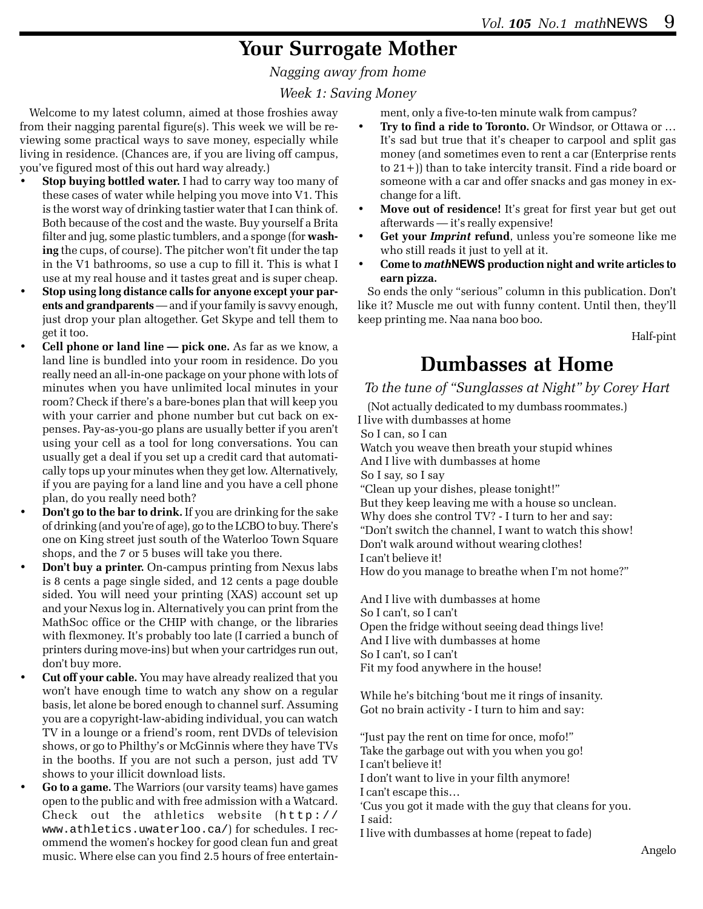# Your Surrogate Mother

*Nagging away from home*

*Week 1: Saving Money*

Welcome to my latest column, aimed at those froshies away from their nagging parental figure(s). This week we will be reviewing some practical ways to save money, especially while living in residence. (Chances are, if you are living off campus, you've figured most of this out hard way already.)

- **Stop buying bottled water.** I had to carry way too many of these cases of water while helping you move into V1. This is the worst way of drinking tastier water that I can think of. Both because of the cost and the waste. Buy yourself a Brita filter and jug, some plastic tumblers, and a sponge (for **washing** the cups, of course). The pitcher won't fit under the tap in the V1 bathrooms, so use a cup to fill it. This is what I use at my real house and it tastes great and is super cheap.
- **Stop using long distance calls for anyone except your parents and grandparents** — and if your family is savvy enough, just drop your plan altogether. Get Skype and tell them to get it too.
- **Cell phone or land line — pick one.** As far as we know, a land line is bundled into your room in residence. Do you really need an all-in-one package on your phone with lots of minutes when you have unlimited local minutes in your room? Check if there's a bare-bones plan that will keep you with your carrier and phone number but cut back on expenses. Pay-as-you-go plans are usually better if you aren't using your cell as a tool for long conversations. You can usually get a deal if you set up a credit card that automatically tops up your minutes when they get low. Alternatively, if you are paying for a land line and you have a cell phone plan, do you really need both?
- **Don't go to the bar to drink.** If you are drinking for the sake of drinking (and you're of age), go to the LCBO to buy. There's one on King street just south of the Waterloo Town Square shops, and the 7 or 5 buses will take you there.
- **Don't buy a printer.** On-campus printing from Nexus labs is 8 cents a page single sided, and 12 cents a page double sided. You will need your printing (XAS) account set up and your Nexus log in. Alternatively you can print from the MathSoc office or the CHIP with change, or the libraries with flexmoney. It's probably too late (I carried a bunch of printers during move-ins) but when your cartridges run out, don't buy more.
- **Cut off your cable.** You may have already realized that you won't have enough time to watch any show on a regular basis, let alone be bored enough to channel surf. Assuming you are a copyright-law-abiding individual, you can watch TV in a lounge or a friend's room, rent DVDs of television shows, or go to Philthy's or McGinnis where they have TVs in the booths. If you are not such a person, just add TV shows to your illicit download lists.
- **Go to a game.** The Warriors (our varsity teams) have games open to the public and with free admission with a Watcard. Check out the athletics website (`http://www.athletics.uwaterloo.ca/`) for schedules. I recommend the women's hockey for good clean fun and great music. Where else can you find 2.5 hours of free entertainment, only a five-to-ten minute walk from campus?
- **Try to find a ride to Toronto.** Or Windsor, or Ottawa or … It's sad but true that it's cheaper to carpool and split gas money (and sometimes even to rent a car (Enterprise rents to 21+)) than to take intercity transit. Find a ride board or someone with a car and offer snacks and gas money in exchange for a lift.
- **Move out of residence!** It's great for first year but get out afterwards — it's really expensive!
- **Get your *Imprint* refund**, unless you're someone like me who still reads it just to yell at it.
- **Come to *math*NEWS production night and write articles to earn pizza.**

So ends the only "serious" column in this publication. Don't like it? Muscle me out with funny content. Until then, they'll keep printing me. Naa nana boo boo.

Half-pint

# Dumbasses at Home

*To the tune of "Sunglasses at Night" by Corey Hart*

(Not actually dedicated to my dumbass roommates.)

I live with dumbasses at home  
So I can, so I can  
Watch you weave then breath your stupid whines  
And I live with dumbasses at home  
So I say, so I say  
"Clean up your dishes, please tonight!"  
But they keep leaving me with a house so unclean.  
Why does she control TV? - I turn to her and say:  
"Don't switch the channel, I want to watch this show!  
Don't walk around without wearing clothes!  
I can't believe it!  
How do you manage to breathe when I'm not home?"

And I live with dumbasses at home  
So I can't, so I can't  
Open the fridge without seeing dead things live!  
And I live with dumbasses at home  
So I can't, so I can't  
Fit my food anywhere in the house!

While he's bitching 'bout me it rings of insanity.  
Got no brain activity - I turn to him and say:

"Just pay the rent on time for once, mofo!"  
Take the garbage out with you when you go!  
I can't believe it!  
I don't want to live in your filth anymore!  
I can't escape this…  
'Cus you got it made with the guy that cleans for you.  
I said:  
I live with dumbasses at home (repeat to fade)

Angelo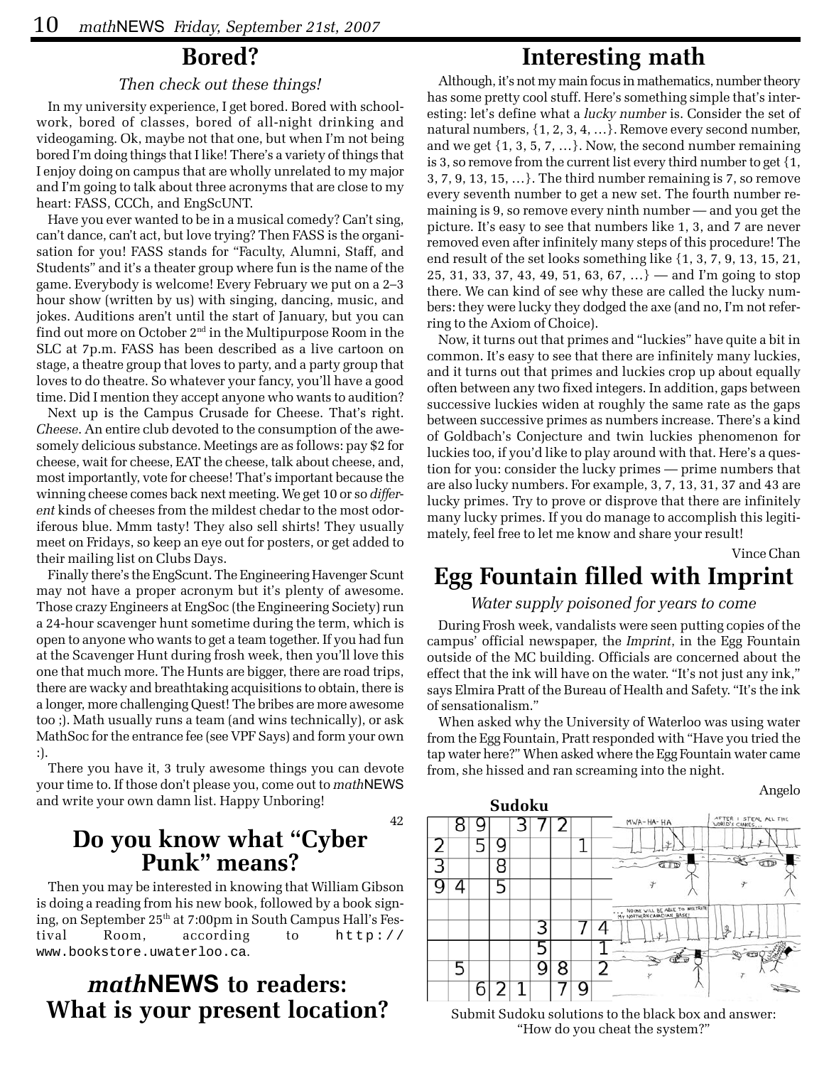# Bored?

*Then check out these things!*

In my university experience, I get bored. Bored with schoolwork, bored of classes, bored of all-night drinking and videogaming. Ok, maybe not that one, but when I'm not being bored I'm doing things that I like! There's a variety of things that I enjoy doing on campus that are wholly unrelated to my major and I'm going to talk about three acronyms that are close to my heart: FASS, CCCh, and EngScUNT.

Have you ever wanted to be in a musical comedy? Can't sing, can't dance, can't act, but love trying? Then FASS is the organisation for you! FASS stands for "Faculty, Alumni, Staff, and Students" and it's a theater group where fun is the name of the game. Everybody is welcome! Every February we put on a 2–3 hour show (written by us) with singing, dancing, music, and jokes. Auditions aren't until the start of January, but you can find out more on October 2nd in the Multipurpose Room in the SLC at 7p.m. FASS has been described as a live cartoon on stage, a theatre group that loves to party, and a party group that loves to do theatre. So whatever your fancy, you'll have a good time. Did I mention they accept anyone who wants to audition?

Next up is the Campus Crusade for Cheese. That's right. *Cheese.* An entire club devoted to the consumption of the awesomely delicious substance. Meetings are as follows: pay $2 for cheese, wait for cheese, EAT the cheese, talk about cheese, and, most importantly, vote for cheese! That's important because the winning cheese comes back next meeting. We get 10 or so *different* kinds of cheeses from the mildest chedar to the most odoriferous blue. Mmm tasty! They also sell shirts! They usually meet on Fridays, so keep an eye out for posters, or get added to their mailing list on Clubs Days.

Finally there's the EngScunt. The Engineering Havenger Scunt may not have a proper acronym but it's plenty of awesome. Those crazy Engineers at EngSoc (the Engineering Society) run a 24-hour scavenger hunt sometime during the term, which is open to anyone who wants to get a team together. If you had fun at the Scavenger Hunt during frosh week, then you'll love this one that much more. The Hunts are bigger, there are road trips, there are wacky and breathtaking acquisitions to obtain, there is a longer, more challenging Quest! The bribes are more awesome too ;). Math usually runs a team (and wins technically), or ask MathSoc for the entrance fee (see VPF Says) and form your own :).

There you have it, 3 truly awesome things you can devote your time to. If those don't please you, come out to *math*NEWS and write your own damn list. Happy Unboring!

42

# Do you know what "Cyber Punk" means?

Then you may be interested in knowing that William Gibson is doing a reading from his new book, followed by a book signing, on September 25th at 7:00pm in South Campus Hall's Festival Room, according to http://www.bookstore.uwaterloo.ca.

# *math*NEWS to readers: What is your present location?

# Interesting math

Although, it's not my main focus in mathematics, number theory has some pretty cool stuff. Here's something simple that's interesting: let's define what a *lucky number* is. Consider the set of natural numbers, {1, 2, 3, 4, …}. Remove every second number, and we get {1, 3, 5, 7, …}. Now, the second number remaining is 3, so remove from the current list every third number to get {1, 3, 7, 9, 13, 15, …}. The third number remaining is 7, so remove every seventh number to get a new set. The fourth number remaining is 9, so remove every ninth number — and you get the picture. It's easy to see that numbers like 1, 3, and 7 are never removed even after infinitely many steps of this procedure! The end result of the set looks something like {1, 3, 7, 9, 13, 15, 21, 25, 31, 33, 37, 43, 49, 51, 63, 67, …} — and I'm going to stop there. We can kind of see why these are called the lucky numbers: they were lucky they dodged the axe (and no, I'm not referring to the Axiom of Choice).

Now, it turns out that primes and "luckies" have quite a bit in common. It's easy to see that there are infinitely many luckies, and it turns out that primes and luckies crop up about equally often between any two fixed integers. In addition, gaps between successive luckies widen at roughly the same rate as the gaps between successive primes as numbers increase. There's a kind of Goldbach's Conjecture and twin luckies phenomenon for luckies too, if you'd like to play around with that. Here's a question for you: consider the lucky primes — prime numbers that are also lucky numbers. For example, 3, 7, 13, 31, 37 and 43 are lucky primes. Try to prove or disprove that there are infinitely many lucky primes. If you do manage to accomplish this legitimately, feel free to let me know and share your result!

Vince Chan

# Egg Fountain filled with Imprint

*Water supply poisoned for years to come*

During Frosh week, vandalists were seen putting copies of the campus' official newspaper, the *Imprint*, in the Egg Fountain outside of the MC building. Officials are concerned about the effect that the ink will have on the water. "It's not just any ink," says Elmira Pratt of the Bureau of Health and Safety. "It's the ink of sensationalism."

When asked why the University of Waterloo was using water from the Egg Fountain, Pratt responded with "Have you tried the tap water here?" When asked where the Egg Fountain water came from, she hissed and ran screaming into the night.

Angelo

## Sudoku

| | | | | | | | | |
|---|---|---|---|---|---|---|---|---|
| | 8 | 9 | | 3 | 7 | 2 | | |
| 2 | | 5 | 9 | | | | 1 | |
| 3 | | | 8 | | | | | |
| 9 | 4 | | 5 | | | | | |
| | | | | | | | | |
| | | | | | 3 | | 7 | 4 |
| | | | | | 5 | | | 1 |
| | 5 | | | | 9 | 8 | | 2 |
| | | 6 | 2 | 1 | | 7 | 9 | |

Submit Sudoku solutions to the black box and answer: "How do you cheat the system?"